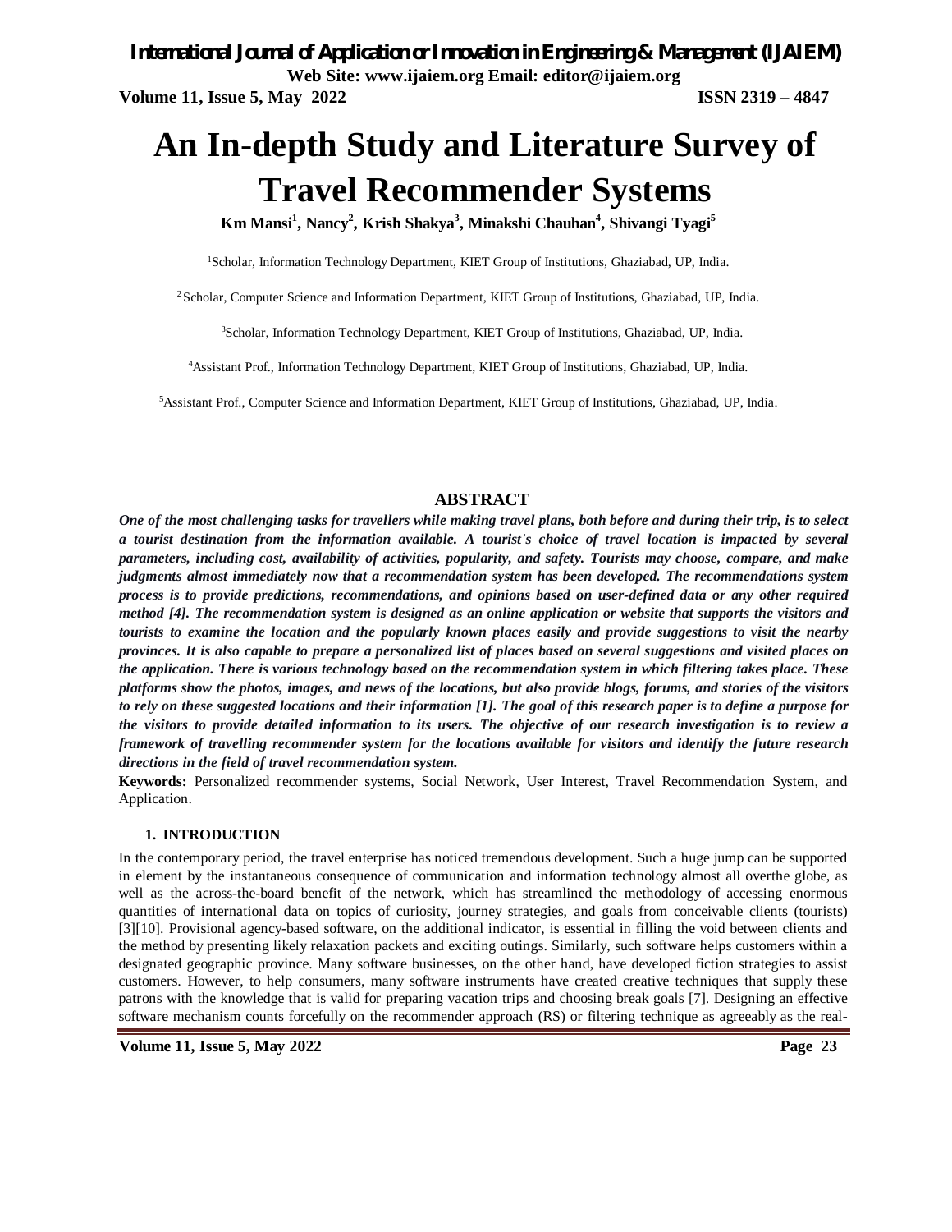# An In-depth Study and Literature Survey of Travel Recommender Systems

**Km Mansi[1], Nancy[2], Krish Shakya[3], Minakshi Chauhan[4], Shivangi Tyagi[5]**

[1]Scholar, Information Technology Department, KIET Group of Institutions, Ghaziabad, UP, India.

[2]Scholar, Computer Science and Information Department, KIET Group of Institutions, Ghaziabad, UP, India.

[3]Scholar, Information Technology Department, KIET Group of Institutions, Ghaziabad, UP, India.

[4]Assistant Prof., Information Technology Department, KIET Group of Institutions, Ghaziabad, UP, India.

[5]Assistant Prof., Computer Science and Information Department, KIET Group of Institutions, Ghaziabad, UP, India.

## ABSTRACT

***One of the most challenging tasks for travellers while making travel plans, both before and during their trip, is to select a tourist destination from the information available. A tourist's choice of travel location is impacted by several parameters, including cost, availability of activities, popularity, and safety. Tourists may choose, compare, and make judgments almost immediately now that a recommendation system has been developed. The recommendations system process is to provide predictions, recommendations, and opinions based on user-defined data or any other required method [4]. The recommendation system is designed as an online application or website that supports the visitors and tourists to examine the location and the popularly known places easily and provide suggestions to visit the nearby provinces. It is also capable to prepare a personalized list of places based on several suggestions and visited places on the application. There is various technology based on the recommendation system in which filtering takes place. These platforms show the photos, images, and news of the locations, but also provide blogs, forums, and stories of the visitors to rely on these suggested locations and their information [1]. The goal of this research paper is to define a purpose for the visitors to provide detailed information to its users. The objective of our research investigation is to review a framework of travelling recommender system for the locations available for visitors and identify the future research directions in the field of travel recommendation system.***

**Keywords:** Personalized recommender systems, Social Network, User Interest, Travel Recommendation System, and Application.

### 1. INTRODUCTION

In the contemporary period, the travel enterprise has noticed tremendous development. Such a huge jump can be supported in element by the instantaneous consequence of communication and information technology almost all overthe globe, as well as the across-the-board benefit of the network, which has streamlined the methodology of accessing enormous quantities of international data on topics of curiosity, journey strategies, and goals from conceivable clients (tourists) [3][10]. Provisional agency-based software, on the additional indicator, is essential in filling the void between clients and the method by presenting likely relaxation packets and exciting outings. Similarly, such software helps customers within a designated geographic province. Many software businesses, on the other hand, have developed fiction strategies to assist customers. However, to help consumers, many software instruments have created creative techniques that supply these patrons with the knowledge that is valid for preparing vacation trips and choosing break goals [7]. Designing an effective software mechanism counts forcefully on the recommender approach (RS) or filtering technique as agreeably as the real-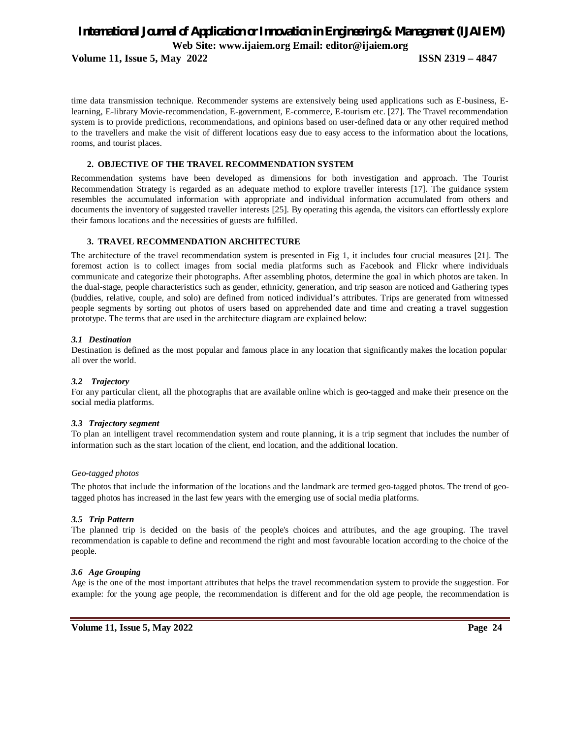time data transmission technique. Recommender systems are extensively being used applications such as E-business, E-learning, E-library Movie-recommendation, E-government, E-commerce, E-tourism etc. [27]. The Travel recommendation system is to provide predictions, recommendations, and opinions based on user-defined data or any other required method to the travellers and make the visit of different locations easy due to easy access to the information about the locations, rooms, and tourist places.

## 2. OBJECTIVE OF THE TRAVEL RECOMMENDATION SYSTEM

Recommendation systems have been developed as dimensions for both investigation and approach. The Tourist Recommendation Strategy is regarded as an adequate method to explore traveller interests [17]. The guidance system resembles the accumulated information with appropriate and individual information accumulated from others and documents the inventory of suggested traveller interests [25]. By operating this agenda, the visitors can effortlessly explore their famous locations and the necessities of guests are fulfilled.

## 3. TRAVEL RECOMMENDATION ARCHITECTURE

The architecture of the travel recommendation system is presented in Fig 1, it includes four crucial measures [21]. The foremost action is to collect images from social media platforms such as Facebook and Flickr where individuals communicate and categorize their photographs. After assembling photos, determine the goal in which photos are taken. In the dual-stage, people characteristics such as gender, ethnicity, generation, and trip season are noticed and Gathering types (buddies, relative, couple, and solo) are defined from noticed individual's attributes. Trips are generated from witnessed people segments by sorting out photos of users based on apprehended date and time and creating a travel suggestion prototype. The terms that are used in the architecture diagram are explained below:

### *3.1 Destination*

Destination is defined as the most popular and famous place in any location that significantly makes the location popular all over the world.

### *3.2 Trajectory*

For any particular client, all the photographs that are available online which is geo-tagged and make their presence on the social media platforms.

### *3.3 Trajectory segment*

To plan an intelligent travel recommendation system and route planning, it is a trip segment that includes the number of information such as the start location of the client, end location, and the additional location.

### *Geo-tagged photos*

The photos that include the information of the locations and the landmark are termed geo-tagged photos. The trend of geo-tagged photos has increased in the last few years with the emerging use of social media platforms.

### *3.5 Trip Pattern*

The planned trip is decided on the basis of the people's choices and attributes, and the age grouping. The travel recommendation is capable to define and recommend the right and most favourable location according to the choice of the people.

### *3.6 Age Grouping*

Age is the one of the most important attributes that helps the travel recommendation system to provide the suggestion. For example: for the young age people, the recommendation is different and for the old age people, the recommendation is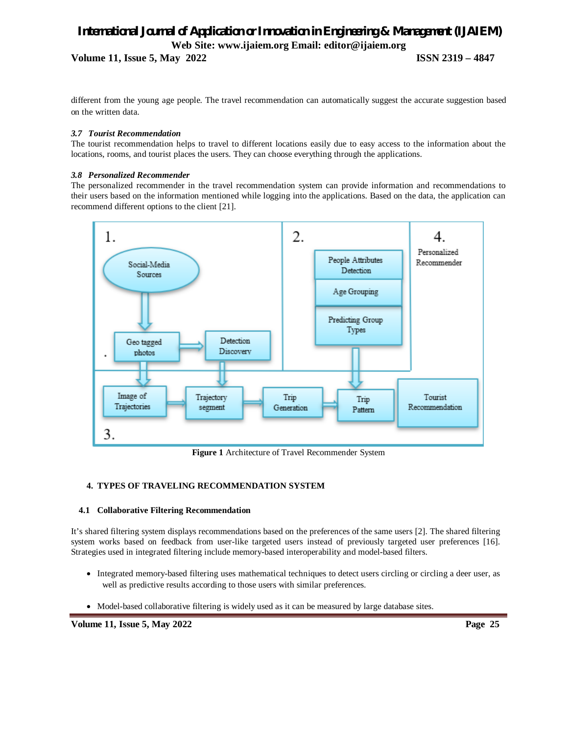different from the young age people. The travel recommendation can automatically suggest the accurate suggestion based on the written data.

### *3.7 Tourist Recommendation*

The tourist recommendation helps to travel to different locations easily due to easy access to the information about the locations, rooms, and tourist places the users. They can choose everything through the applications.

### *3.8 Personalized Recommender*

The personalized recommender in the travel recommendation system can provide information and recommendations to their users based on the information mentioned while logging into the applications. Based on the data, the application can recommend different options to the client [21].

**Figure 1** Architecture of Travel Recommender System

## 4. TYPES OF TRAVELING RECOMMENDATION SYSTEM

### 4.1 Collaborative Filtering Recommendation

It's shared filtering system displays recommendations based on the preferences of the same users [2]. The shared filtering system works based on feedback from user-like targeted users instead of previously targeted user preferences [16]. Strategies used in integrated filtering include memory-based interoperability and model-based filters.

- Integrated memory-based filtering uses mathematical techniques to detect users circling or circling a deer user, as well as predictive results according to those users with similar preferences.
- Model-based collaborative filtering is widely used as it can be measured by large database sites.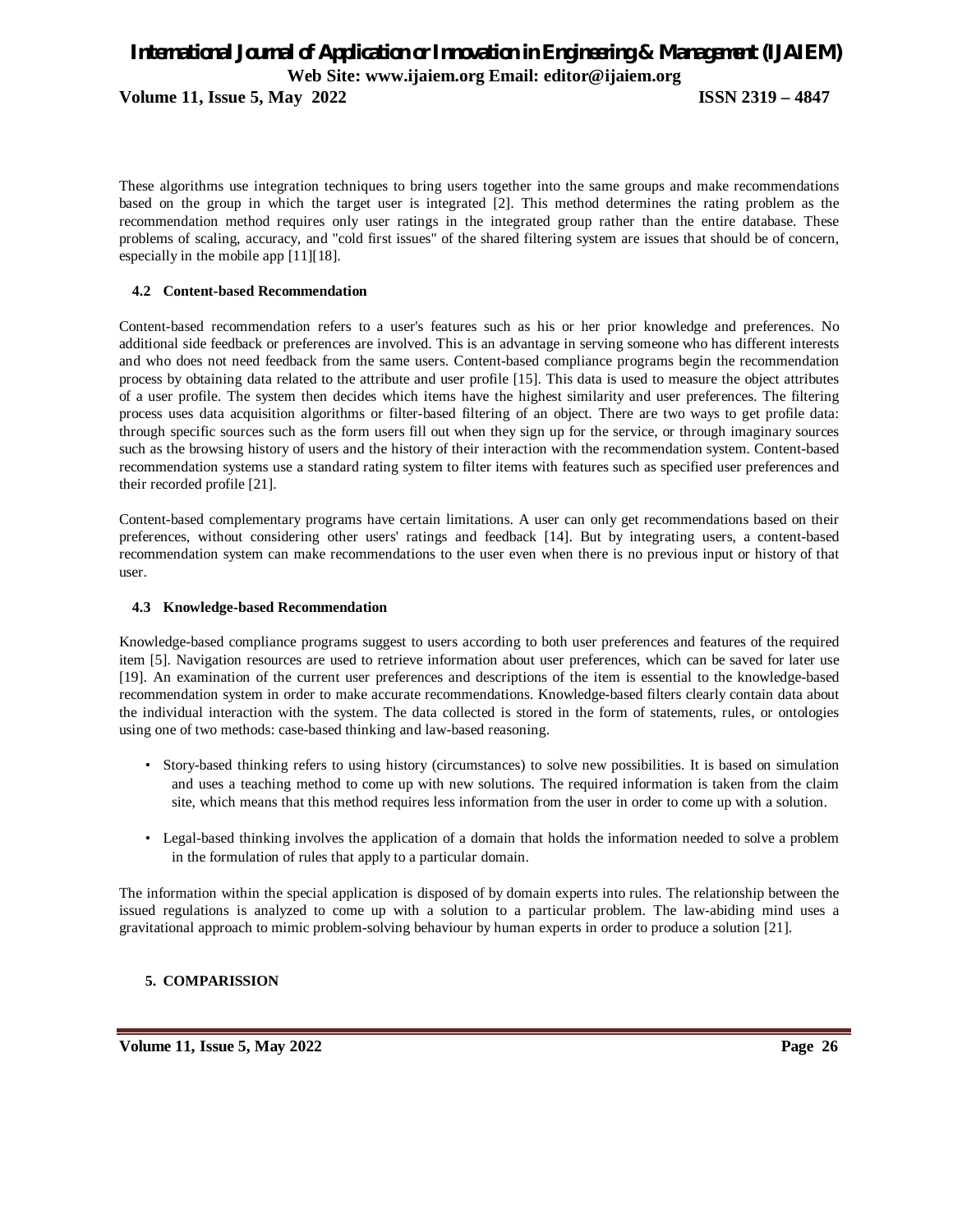These algorithms use integration techniques to bring users together into the same groups and make recommendations based on the group in which the target user is integrated [2]. This method determines the rating problem as the recommendation method requires only user ratings in the integrated group rather than the entire database. These problems of scaling, accuracy, and "cold first issues" of the shared filtering system are issues that should be of concern, especially in the mobile app [11][18].

### 4.2 Content-based Recommendation

Content-based recommendation refers to a user's features such as his or her prior knowledge and preferences. No additional side feedback or preferences are involved. This is an advantage in serving someone who has different interests and who does not need feedback from the same users. Content-based compliance programs begin the recommendation process by obtaining data related to the attribute and user profile [15]. This data is used to measure the object attributes of a user profile. The system then decides which items have the highest similarity and user preferences. The filtering process uses data acquisition algorithms or filter-based filtering of an object. There are two ways to get profile data: through specific sources such as the form users fill out when they sign up for the service, or through imaginary sources such as the browsing history of users and the history of their interaction with the recommendation system. Content-based recommendation systems use a standard rating system to filter items with features such as specified user preferences and their recorded profile [21].

Content-based complementary programs have certain limitations. A user can only get recommendations based on their preferences, without considering other users' ratings and feedback [14]. But by integrating users, a content-based recommendation system can make recommendations to the user even when there is no previous input or history of that user.

### 4.3 Knowledge-based Recommendation

Knowledge-based compliance programs suggest to users according to both user preferences and features of the required item [5]. Navigation resources are used to retrieve information about user preferences, which can be saved for later use [19]. An examination of the current user preferences and descriptions of the item is essential to the knowledge-based recommendation system in order to make accurate recommendations. Knowledge-based filters clearly contain data about the individual interaction with the system. The data collected is stored in the form of statements, rules, or ontologies using one of two methods: case-based thinking and law-based reasoning.

- Story-based thinking refers to using history (circumstances) to solve new possibilities. It is based on simulation and uses a teaching method to come up with new solutions. The required information is taken from the claim site, which means that this method requires less information from the user in order to come up with a solution.

- Legal-based thinking involves the application of a domain that holds the information needed to solve a problem in the formulation of rules that apply to a particular domain.

The information within the special application is disposed of by domain experts into rules. The relationship between the issued regulations is analyzed to come up with a solution to a particular problem. The law-abiding mind uses a gravitational approach to mimic problem-solving behaviour by human experts in order to produce a solution [21].

## 5. COMPARISSION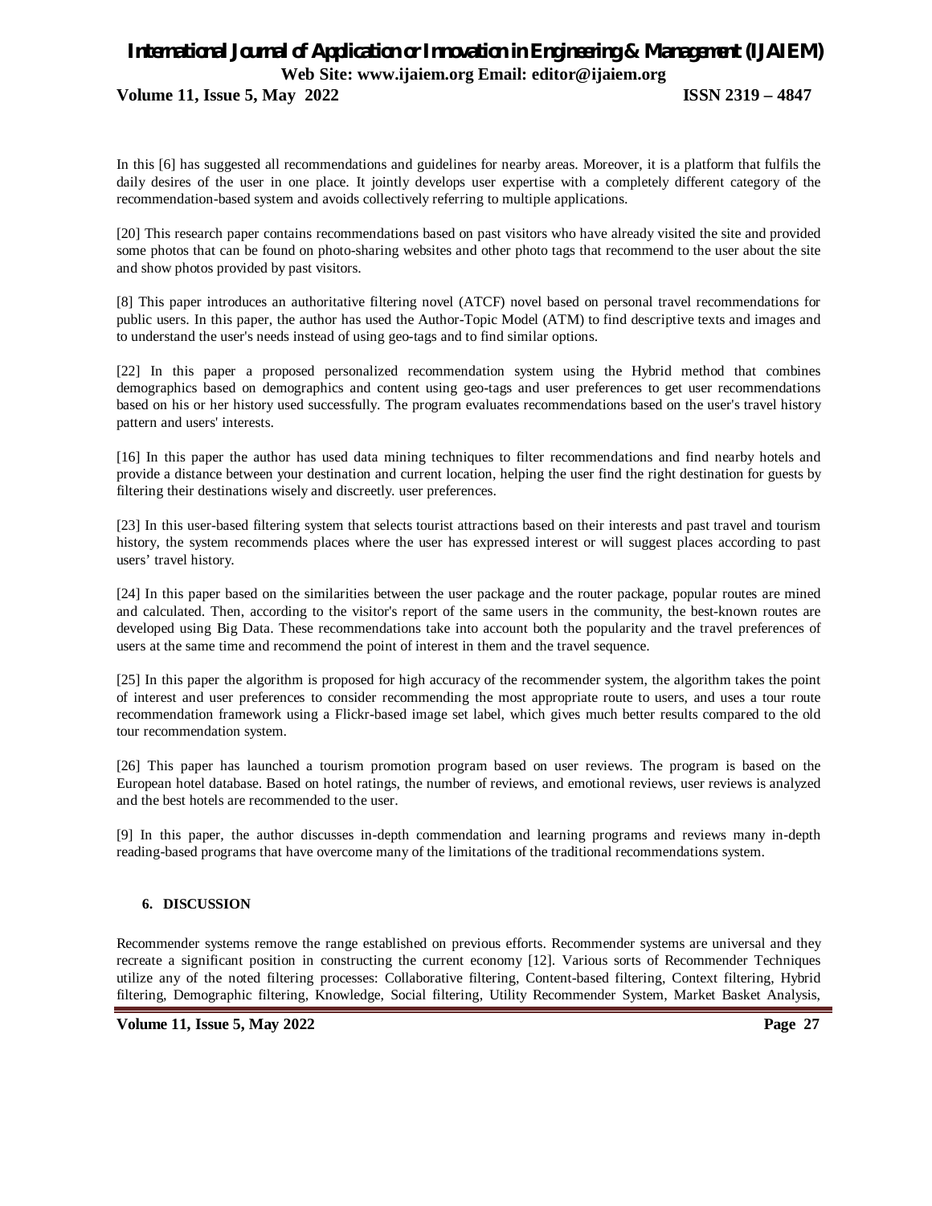In this [6] has suggested all recommendations and guidelines for nearby areas. Moreover, it is a platform that fulfils the daily desires of the user in one place. It jointly develops user expertise with a completely different category of the recommendation-based system and avoids collectively referring to multiple applications.

[20] This research paper contains recommendations based on past visitors who have already visited the site and provided some photos that can be found on photo-sharing websites and other photo tags that recommend to the user about the site and show photos provided by past visitors.

[8] This paper introduces an authoritative filtering novel (ATCF) novel based on personal travel recommendations for public users. In this paper, the author has used the Author-Topic Model (ATM) to find descriptive texts and images and to understand the user's needs instead of using geo-tags and to find similar options.

[22] In this paper a proposed personalized recommendation system using the Hybrid method that combines demographics based on demographics and content using geo-tags and user preferences to get user recommendations based on his or her history used successfully. The program evaluates recommendations based on the user's travel history pattern and users' interests.

[16] In this paper the author has used data mining techniques to filter recommendations and find nearby hotels and provide a distance between your destination and current location, helping the user find the right destination for guests by filtering their destinations wisely and discreetly. user preferences.

[23] In this user-based filtering system that selects tourist attractions based on their interests and past travel and tourism history, the system recommends places where the user has expressed interest or will suggest places according to past users' travel history.

[24] In this paper based on the similarities between the user package and the router package, popular routes are mined and calculated. Then, according to the visitor's report of the same users in the community, the best-known routes are developed using Big Data. These recommendations take into account both the popularity and the travel preferences of users at the same time and recommend the point of interest in them and the travel sequence.

[25] In this paper the algorithm is proposed for high accuracy of the recommender system, the algorithm takes the point of interest and user preferences to consider recommending the most appropriate route to users, and uses a tour route recommendation framework using a Flickr-based image set label, which gives much better results compared to the old tour recommendation system.

[26] This paper has launched a tourism promotion program based on user reviews. The program is based on the European hotel database. Based on hotel ratings, the number of reviews, and emotional reviews, user reviews is analyzed and the best hotels are recommended to the user.

[9] In this paper, the author discusses in-depth commendation and learning programs and reviews many in-depth reading-based programs that have overcome many of the limitations of the traditional recommendations system.

## 6. DISCUSSION

Recommender systems remove the range established on previous efforts. Recommender systems are universal and they recreate a significant position in constructing the current economy [12]. Various sorts of Recommender Techniques utilize any of the noted filtering processes: Collaborative filtering, Content-based filtering, Context filtering, Hybrid filtering, Demographic filtering, Knowledge, Social filtering, Utility Recommender System, Market Basket Analysis,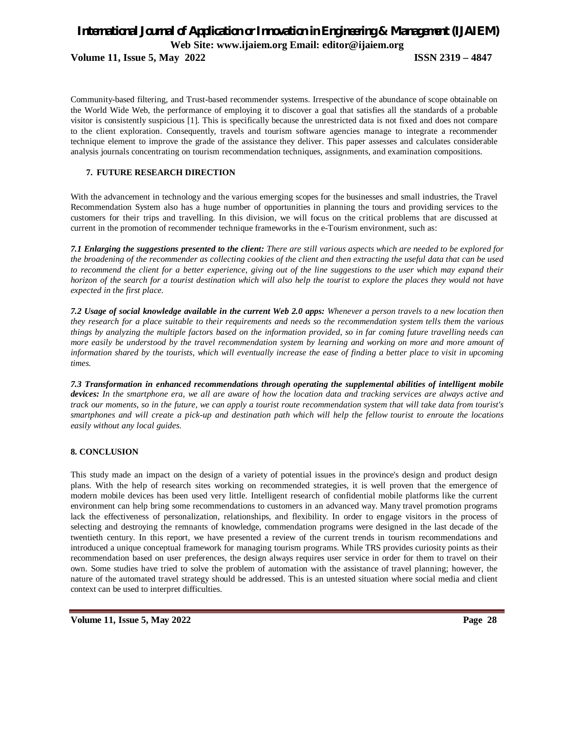Community-based filtering, and Trust-based recommender systems. Irrespective of the abundance of scope obtainable on the World Wide Web, the performance of employing it to discover a goal that satisfies all the standards of a probable visitor is consistently suspicious [1]. This is specifically because the unrestricted data is not fixed and does not compare to the client exploration. Consequently, travels and tourism software agencies manage to integrate a recommender technique element to improve the grade of the assistance they deliver. This paper assesses and calculates considerable analysis journals concentrating on tourism recommendation techniques, assignments, and examination compositions.

## 7. FUTURE RESEARCH DIRECTION

With the advancement in technology and the various emerging scopes for the businesses and small industries, the Travel Recommendation System also has a huge number of opportunities in planning the tours and providing services to the customers for their trips and travelling. In this division, we will focus on the critical problems that are discussed at current in the promotion of recommender technique frameworks in the e-Tourism environment, such as:

***7.1 Enlarging the suggestions presented to the client:*** *There are still various aspects which are needed to be explored for the broadening of the recommender as collecting cookies of the client and then extracting the useful data that can be used to recommend the client for a better experience, giving out of the line suggestions to the user which may expand their horizon of the search for a tourist destination which will also help the tourist to explore the places they would not have expected in the first place.*

***7.2 Usage of social knowledge available in the current Web 2.0 apps:*** *Whenever a person travels to a new location then they research for a place suitable to their requirements and needs so the recommendation system tells them the various things by analyzing the multiple factors based on the information provided, so in far coming future travelling needs can more easily be understood by the travel recommendation system by learning and working on more and more amount of information shared by the tourists, which will eventually increase the ease of finding a better place to visit in upcoming times.*

***7.3 Transformation in enhanced recommendations through operating the supplemental abilities of intelligent mobile devices:*** *In the smartphone era, we all are aware of how the location data and tracking services are always active and track our moments, so in the future, we can apply a tourist route recommendation system that will take data from tourist's smartphones and will create a pick-up and destination path which will help the fellow tourist to enroute the locations easily without any local guides.*

## 8. CONCLUSION

This study made an impact on the design of a variety of potential issues in the province's design and product design plans. With the help of research sites working on recommended strategies, it is well proven that the emergence of modern mobile devices has been used very little. Intelligent research of confidential mobile platforms like the current environment can help bring some recommendations to customers in an advanced way. Many travel promotion programs lack the effectiveness of personalization, relationships, and flexibility. In order to engage visitors in the process of selecting and destroying the remnants of knowledge, commendation programs were designed in the last decade of the twentieth century. In this report, we have presented a review of the current trends in tourism recommendations and introduced a unique conceptual framework for managing tourism programs. While TRS provides curiosity points as their recommendation based on user preferences, the design always requires user service in order for them to travel on their own. Some studies have tried to solve the problem of automation with the assistance of travel planning; however, the nature of the automated travel strategy should be addressed. This is an untested situation where social media and client context can be used to interpret difficulties.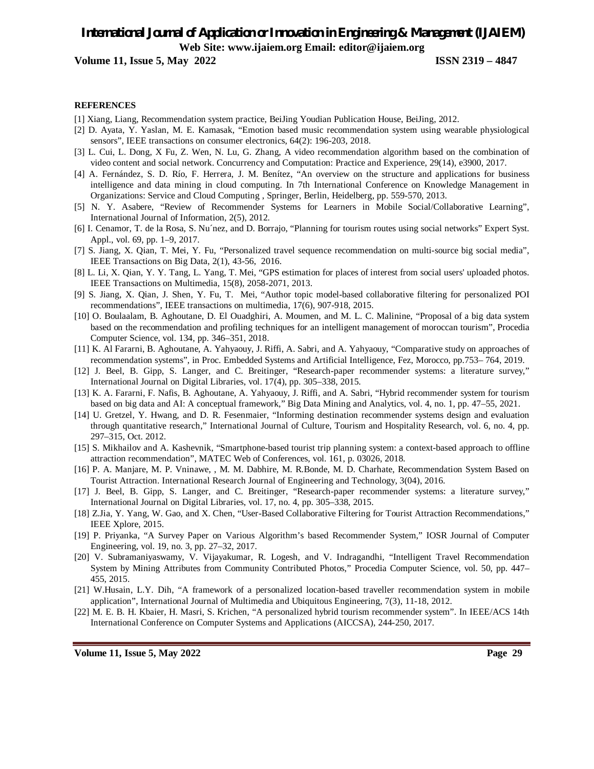**REFERENCES**

[1] Xiang, Liang, Recommendation system practice, BeiJing Youdian Publication House, BeiJing, 2012.

[2] D. Ayata, Y. Yaslan, M. E. Kamasak, "Emotion based music recommendation system using wearable physiological sensors", IEEE transactions on consumer electronics, 64(2): 196-203, 2018.

[3] L. Cui, L. Dong, X Fu, Z. Wen, N. Lu, G. Zhang, A video recommendation algorithm based on the combination of video content and social network. Concurrency and Computation: Practice and Experience, 29(14), e3900, 2017.

[4] A. Fernández, S. D. Río, F. Herrera, J. M. Benítez, "An overview on the structure and applications for business intelligence and data mining in cloud computing. In 7th International Conference on Knowledge Management in Organizations: Service and Cloud Computing , Springer, Berlin, Heidelberg, pp. 559-570, 2013.

[5] N. Y. Asabere, "Review of Recommender Systems for Learners in Mobile Social/Collaborative Learning", International Journal of Information, 2(5), 2012.

[6] I. Cenamor, T. de la Rosa, S. Nu´nez, and D. Borrajo, "Planning for tourism routes using social networks" Expert Syst. Appl., vol. 69, pp. 1–9, 2017.

[7] S. Jiang, X. Qian, T. Mei, Y. Fu, "Personalized travel sequence recommendation on multi-source big social media", IEEE Transactions on Big Data, 2(1), 43-56, 2016.

[8] L. Li, X. Qian, Y. Y. Tang, L. Yang, T. Mei, "GPS estimation for places of interest from social users' uploaded photos. IEEE Transactions on Multimedia, 15(8), 2058-2071, 2013.

[9] S. Jiang, X. Qian, J. Shen, Y. Fu, T. Mei, "Author topic model-based collaborative filtering for personalized POI recommendations", IEEE transactions on multimedia, 17(6), 907-918, 2015.

[10] O. Boulaalam, B. Aghoutane, D. El Ouadghiri, A. Moumen, and M. L. C. Malinine, "Proposal of a big data system based on the recommendation and profiling techniques for an intelligent management of moroccan tourism", Procedia Computer Science, vol. 134, pp. 346–351, 2018.

[11] K. Al Fararni, B. Aghoutane, A. Yahyaouy, J. Riffi, A. Sabri, and A. Yahyaouy, "Comparative study on approaches of recommendation systems", in Proc. Embedded Systems and Artificial Intelligence, Fez, Morocco, pp.753– 764, 2019.

[12] J. Beel, B. Gipp, S. Langer, and C. Breitinger, "Research-paper recommender systems: a literature survey," International Journal on Digital Libraries, vol. 17(4), pp. 305–338, 2015.

[13] K. A. Fararni, F. Nafis, B. Aghoutane, A. Yahyaouy, J. Riffi, and A. Sabri, "Hybrid recommender system for tourism based on big data and AI: A conceptual framework," Big Data Mining and Analytics, vol. 4, no. 1, pp. 47–55, 2021.

[14] U. Gretzel, Y. Hwang, and D. R. Fesenmaier, "Informing destination recommender systems design and evaluation through quantitative research," International Journal of Culture, Tourism and Hospitality Research, vol. 6, no. 4, pp. 297–315, Oct. 2012.

[15] S. Mikhailov and A. Kashevnik, "Smartphone-based tourist trip planning system: a context-based approach to offline attraction recommendation", MATEC Web of Conferences, vol. 161, p. 03026, 2018.

[16] P. A. Manjare, M. P. Vninawe, , M. M. Dabhire, M. R.Bonde, M. D. Charhate, Recommendation System Based on Tourist Attraction. International Research Journal of Engineering and Technology, 3(04), 2016.

[17] J. Beel, B. Gipp, S. Langer, and C. Breitinger, "Research-paper recommender systems: a literature survey," International Journal on Digital Libraries, vol. 17, no. 4, pp. 305–338, 2015.

[18] Z.Jia, Y. Yang, W. Gao, and X. Chen, "User-Based Collaborative Filtering for Tourist Attraction Recommendations," IEEE Xplore, 2015.

[19] P. Priyanka, "A Survey Paper on Various Algorithm's based Recommender System," IOSR Journal of Computer Engineering, vol. 19, no. 3, pp. 27–32, 2017.

[20] V. Subramaniyaswamy, V. Vijayakumar, R. Logesh, and V. Indragandhi, "Intelligent Travel Recommendation System by Mining Attributes from Community Contributed Photos," Procedia Computer Science, vol. 50, pp. 447–455, 2015.

[21] W.Husain, L.Y. Dih, "A framework of a personalized location-based traveller recommendation system in mobile application", International Journal of Multimedia and Ubiquitous Engineering, 7(3), 11-18, 2012.

[22] M. E. B. H. Kbaier, H. Masri, S. Krichen, "A personalized hybrid tourism recommender system". In IEEE/ACS 14th International Conference on Computer Systems and Applications (AICCSA), 244-250, 2017.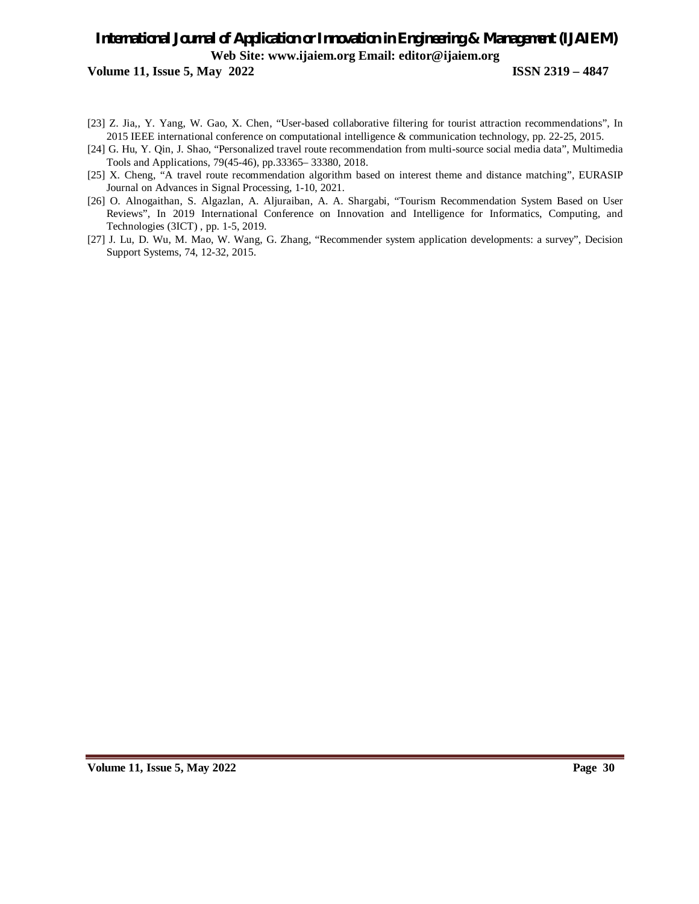[23] Z. Jia,, Y. Yang, W. Gao, X. Chen, "User-based collaborative filtering for tourist attraction recommendations", In 2015 IEEE international conference on computational intelligence & communication technology, pp. 22-25, 2015.

[24] G. Hu, Y. Qin, J. Shao, "Personalized travel route recommendation from multi-source social media data", Multimedia Tools and Applications, 79(45-46), pp.33365– 33380, 2018.

[25] X. Cheng, "A travel route recommendation algorithm based on interest theme and distance matching", EURASIP Journal on Advances in Signal Processing, 1-10, 2021.

[26] O. Alnogaithan, S. Algazlan, A. Aljuraiban, A. A. Shargabi, "Tourism Recommendation System Based on User Reviews", In 2019 International Conference on Innovation and Intelligence for Informatics, Computing, and Technologies (3ICT) , pp. 1-5, 2019.

[27] J. Lu, D. Wu, M. Mao, W. Wang, G. Zhang, "Recommender system application developments: a survey", Decision Support Systems, 74, 12-32, 2015.